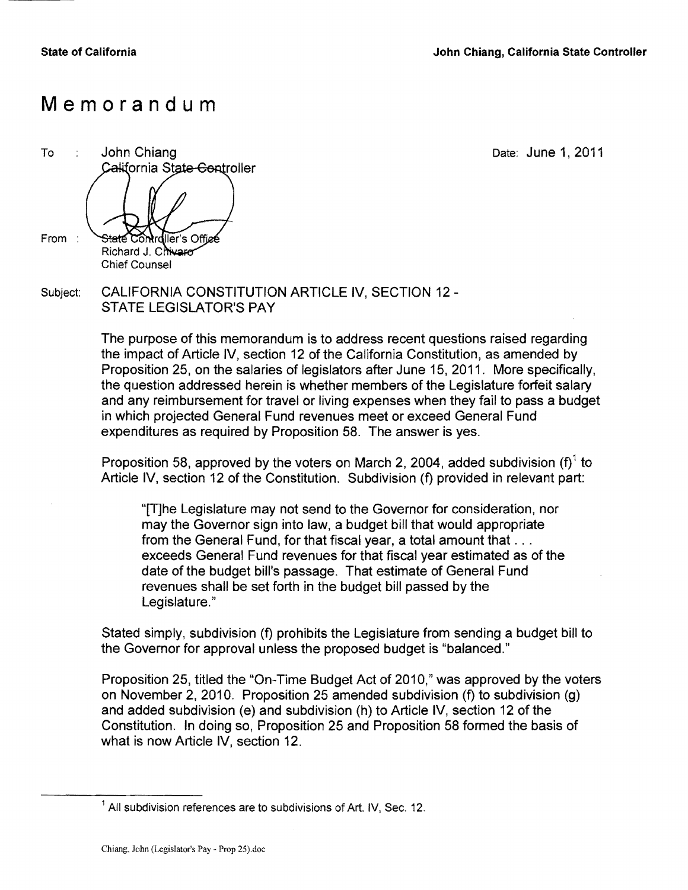**State of California** **John Chiang, California State Controller**

# Memorandum

To : John Chiang
California State Controller

Date: June 1, 2011

From : State Controller's Office
Richard J. Chivaro
Chief Counsel

Subject: CALIFORNIA CONSTITUTION ARTICLE IV, SECTION 12 - STATE LEGISLATOR'S PAY

The purpose of this memorandum is to address recent questions raised regarding the impact of Article IV, section 12 of the California Constitution, as amended by Proposition 25, on the salaries of legislators after June 15, 2011. More specifically, the question addressed herein is whether members of the Legislature forfeit salary and any reimbursement for travel or living expenses when they fail to pass a budget in which projected General Fund revenues meet or exceed General Fund expenditures as required by Proposition 58. The answer is yes.

Proposition 58, approved by the voters on March 2, 2004, added subdivision (f)[1] to Article IV, section 12 of the Constitution. Subdivision (f) provided in relevant part:

> "[T]he Legislature may not send to the Governor for consideration, nor may the Governor sign into law, a budget bill that would appropriate from the General Fund, for that fiscal year, a total amount that . . . exceeds General Fund revenues for that fiscal year estimated as of the date of the budget bill's passage. That estimate of General Fund revenues shall be set forth in the budget bill passed by the Legislature."

Stated simply, subdivision (f) prohibits the Legislature from sending a budget bill to the Governor for approval unless the proposed budget is "balanced."

Proposition 25, titled the "On-Time Budget Act of 2010," was approved by the voters on November 2, 2010. Proposition 25 amended subdivision (f) to subdivision (g) and added subdivision (e) and subdivision (h) to Article IV, section 12 of the Constitution. In doing so, Proposition 25 and Proposition 58 formed the basis of what is now Article IV, section 12.

[1] All subdivision references are to subdivisions of Art. IV, Sec. 12.

Chiang, John (Legislator's Pay - Prop 25).doc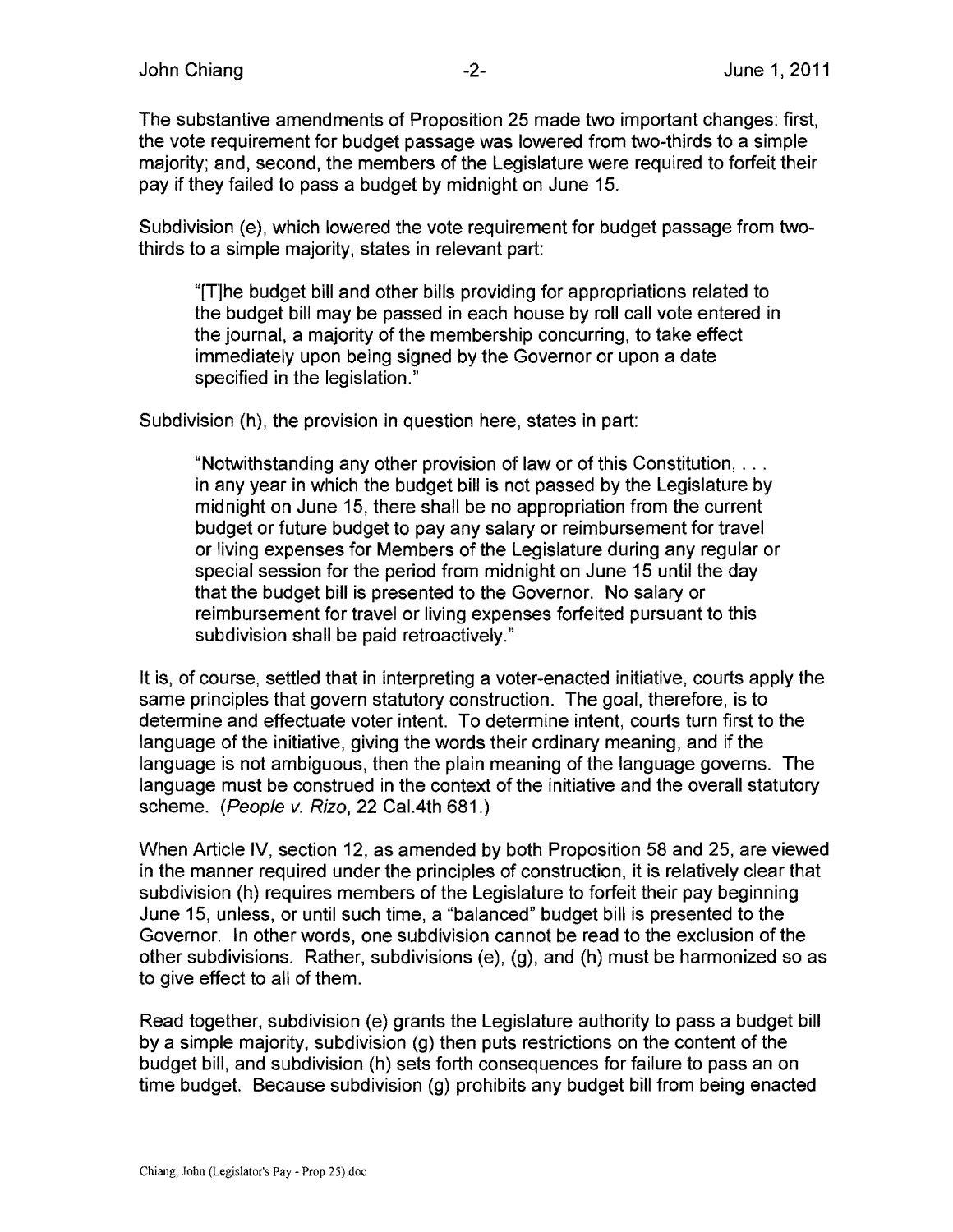The substantive amendments of Proposition 25 made two important changes: first, the vote requirement for budget passage was lowered from two-thirds to a simple majority; and, second, the members of the Legislature were required to forfeit their pay if they failed to pass a budget by midnight on June 15.

Subdivision (e), which lowered the vote requirement for budget passage from two-thirds to a simple majority, states in relevant part:

> "[T]he budget bill and other bills providing for appropriations related to the budget bill may be passed in each house by roll call vote entered in the journal, a majority of the membership concurring, to take effect immediately upon being signed by the Governor or upon a date specified in the legislation."

Subdivision (h), the provision in question here, states in part:

> "Notwithstanding any other provision of law or of this Constitution, . . . in any year in which the budget bill is not passed by the Legislature by midnight on June 15, there shall be no appropriation from the current budget or future budget to pay any salary or reimbursement for travel or living expenses for Members of the Legislature during any regular or special session for the period from midnight on June 15 until the day that the budget bill is presented to the Governor. No salary or reimbursement for travel or living expenses forfeited pursuant to this subdivision shall be paid retroactively."

It is, of course, settled that in interpreting a voter-enacted initiative, courts apply the same principles that govern statutory construction. The goal, therefore, is to determine and effectuate voter intent. To determine intent, courts turn first to the language of the initiative, giving the words their ordinary meaning, and if the language is not ambiguous, then the plain meaning of the language governs. The language must be construed in the context of the initiative and the overall statutory scheme. (*People v. Rizo*, 22 Cal.4th 681.)

When Article IV, section 12, as amended by both Proposition 58 and 25, are viewed in the manner required under the principles of construction, it is relatively clear that subdivision (h) requires members of the Legislature to forfeit their pay beginning June 15, unless, or until such time, a "balanced" budget bill is presented to the Governor. In other words, one subdivision cannot be read to the exclusion of the other subdivisions. Rather, subdivisions (e), (g), and (h) must be harmonized so as to give effect to all of them.

Read together, subdivision (e) grants the Legislature authority to pass a budget bill by a simple majority, subdivision (g) then puts restrictions on the content of the budget bill, and subdivision (h) sets forth consequences for failure to pass an on time budget. Because subdivision (g) prohibits any budget bill from being enacted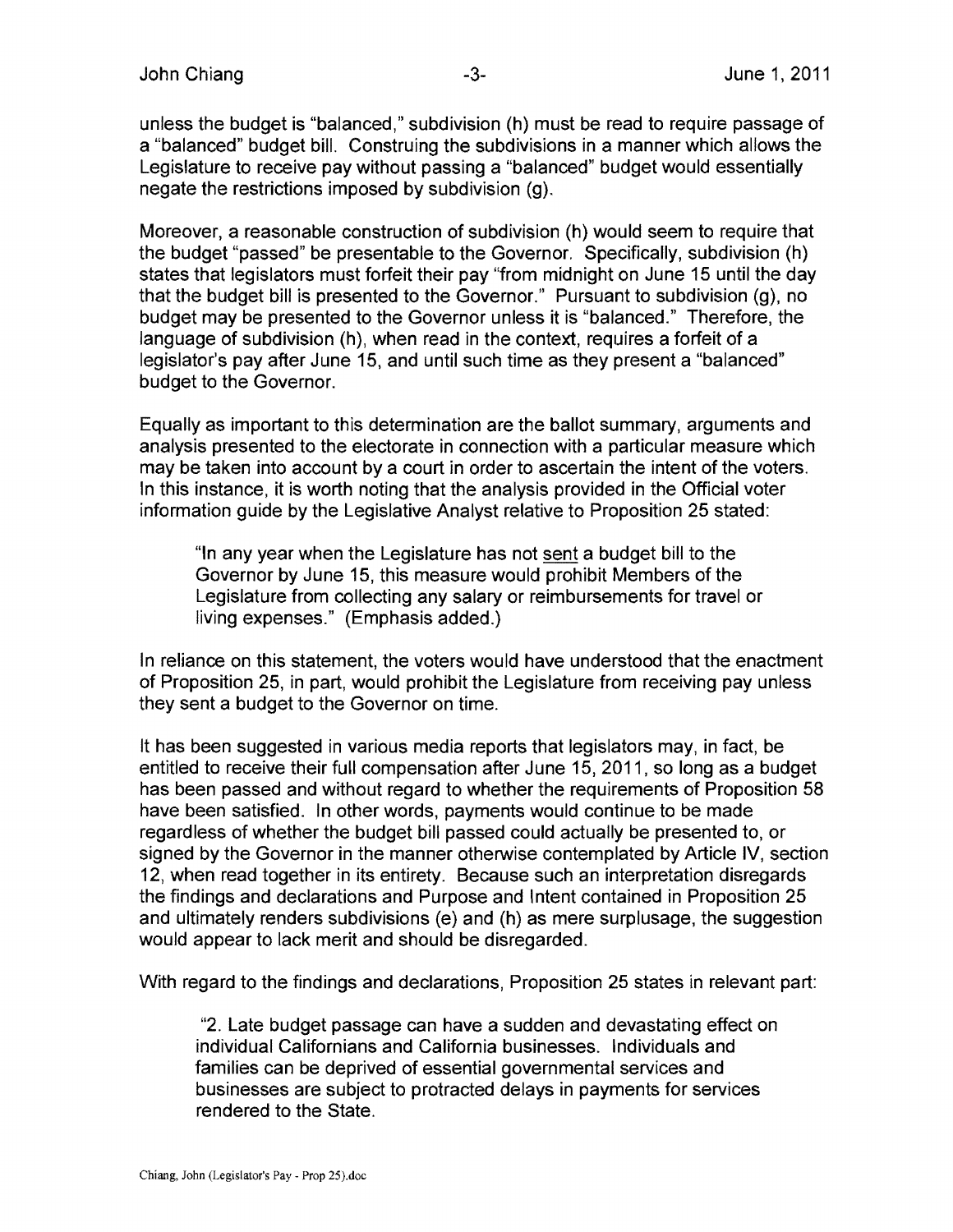unless the budget is "balanced," subdivision (h) must be read to require passage of a "balanced" budget bill. Construing the subdivisions in a manner which allows the Legislature to receive pay without passing a "balanced" budget would essentially negate the restrictions imposed by subdivision (g).

Moreover, a reasonable construction of subdivision (h) would seem to require that the budget "passed" be presentable to the Governor. Specifically, subdivision (h) states that legislators must forfeit their pay "from midnight on June 15 until the day that the budget bill is presented to the Governor." Pursuant to subdivision (g), no budget may be presented to the Governor unless it is "balanced." Therefore, the language of subdivision (h), when read in the context, requires a forfeit of a legislator's pay after June 15, and until such time as they present a "balanced" budget to the Governor.

Equally as important to this determination are the ballot summary, arguments and analysis presented to the electorate in connection with a particular measure which may be taken into account by a court in order to ascertain the intent of the voters. In this instance, it is worth noting that the analysis provided in the Official voter information guide by the Legislative Analyst relative to Proposition 25 stated:

> "In any year when the Legislature has not <u>sent</u> a budget bill to the Governor by June 15, this measure would prohibit Members of the Legislature from collecting any salary or reimbursements for travel or living expenses." (Emphasis added.)

In reliance on this statement, the voters would have understood that the enactment of Proposition 25, in part, would prohibit the Legislature from receiving pay unless they sent a budget to the Governor on time.

It has been suggested in various media reports that legislators may, in fact, be entitled to receive their full compensation after June 15, 2011, so long as a budget has been passed and without regard to whether the requirements of Proposition 58 have been satisfied. In other words, payments would continue to be made regardless of whether the budget bill passed could actually be presented to, or signed by the Governor in the manner otherwise contemplated by Article IV, section 12, when read together in its entirety. Because such an interpretation disregards the findings and declarations and Purpose and Intent contained in Proposition 25 and ultimately renders subdivisions (e) and (h) as mere surplusage, the suggestion would appear to lack merit and should be disregarded.

With regard to the findings and declarations, Proposition 25 states in relevant part:

> "2. Late budget passage can have a sudden and devastating effect on individual Californians and California businesses. Individuals and families can be deprived of essential governmental services and businesses are subject to protracted delays in payments for services rendered to the State.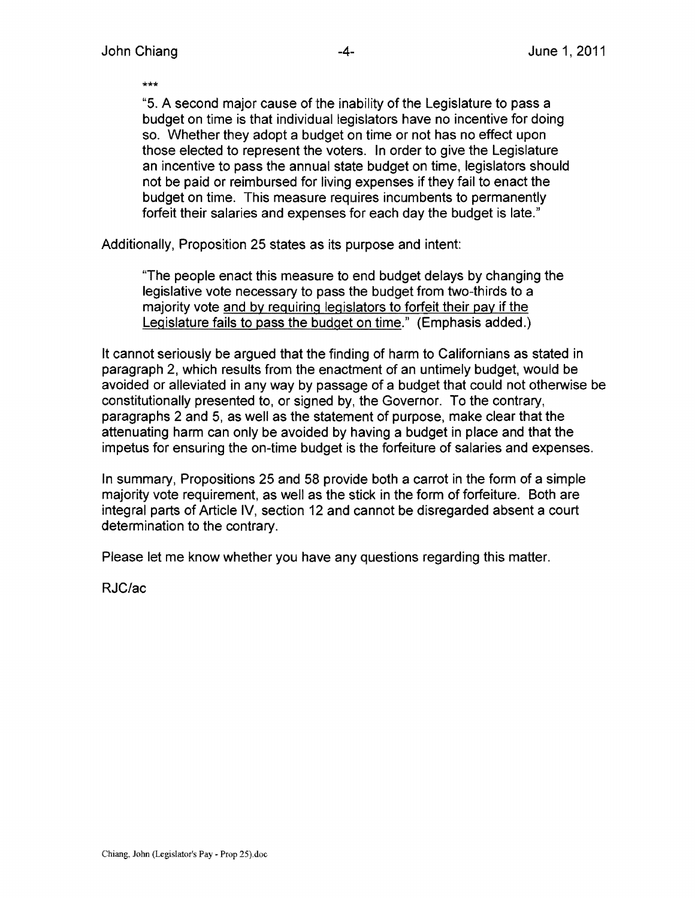***

"5. A second major cause of the inability of the Legislature to pass a budget on time is that individual legislators have no incentive for doing so. Whether they adopt a budget on time or not has no effect upon those elected to represent the voters. In order to give the Legislature an incentive to pass the annual state budget on time, legislators should not be paid or reimbursed for living expenses if they fail to enact the budget on time. This measure requires incumbents to permanently forfeit their salaries and expenses for each day the budget is late."

Additionally, Proposition 25 states as its purpose and intent:

> "The people enact this measure to end budget delays by changing the legislative vote necessary to pass the budget from two-thirds to a majority vote <u>and by requiring legislators to forfeit their pay if the Legislature fails to pass the budget on time</u>." (Emphasis added.)

It cannot seriously be argued that the finding of harm to Californians as stated in paragraph 2, which results from the enactment of an untimely budget, would be avoided or alleviated in any way by passage of a budget that could not otherwise be constitutionally presented to, or signed by, the Governor. To the contrary, paragraphs 2 and 5, as well as the statement of purpose, make clear that the attenuating harm can only be avoided by having a budget in place and that the impetus for ensuring the on-time budget is the forfeiture of salaries and expenses.

In summary, Propositions 25 and 58 provide both a carrot in the form of a simple majority vote requirement, as well as the stick in the form of forfeiture. Both are integral parts of Article IV, section 12 and cannot be disregarded absent a court determination to the contrary.

Please let me know whether you have any questions regarding this matter.

RJC/ac

Chiang, John (Legislator's Pay - Prop 25).doc